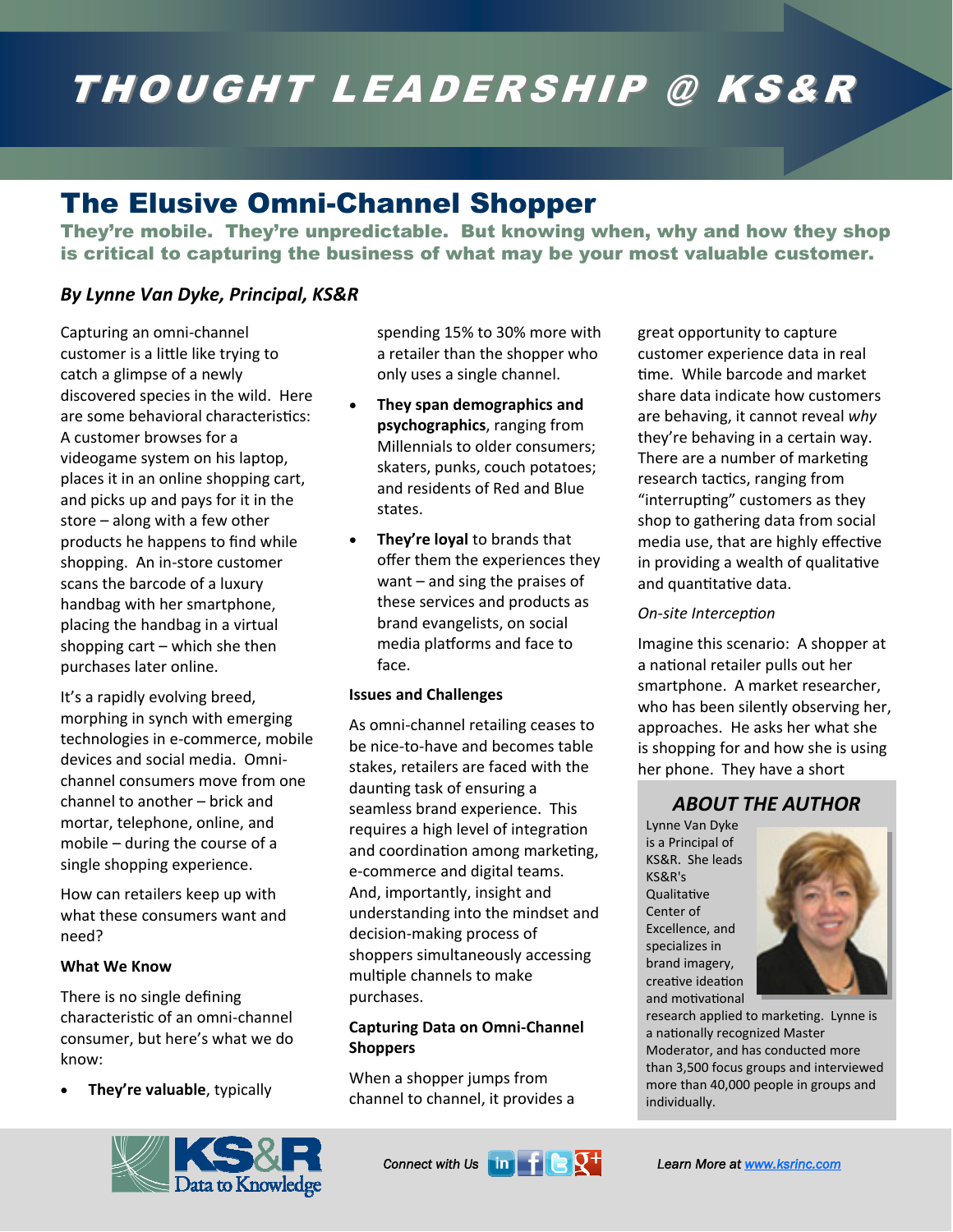# THOUGHT LEADERSHIP @ KS&R

## The Elusive Omni-Channel Shopper

**They're mobile. They're unpredictable. But knowing when, why and how they shop is critical to capturing the business of what may be your most valuable customer.**

*By Lynne Van Dyke, Principal, KS&R*

Capturing an omni-channel customer is a little like trying to catch a glimpse of a newly discovered species in the wild. Here are some behavioral characteristics: A customer browses for a videogame system on his laptop, places it in an online shopping cart, and picks up and pays for it in the store – along with a few other products he happens to find while shopping. An in-store customer scans the barcode of a luxury handbag with her smartphone, placing the handbag in a virtual shopping cart – which she then purchases later online.

It's a rapidly evolving breed, morphing in synch with emerging technologies in e-commerce, mobile devices and social media. Omni-channel consumers move from one channel to another – brick and mortar, telephone, online, and mobile – during the course of a single shopping experience.

How can retailers keep up with what these consumers want and need?

**What We Know**

There is no single defining characteristic of an omni-channel consumer, but here's what we do know:

- **They're valuable**, typically spending 15% to 30% more with a retailer than the shopper who only uses a single channel.
- **They span demographics and psychographics**, ranging from Millennials to older consumers; skaters, punks, couch potatoes; and residents of Red and Blue states.
- **They're loyal** to brands that offer them the experiences they want – and sing the praises of these services and products as brand evangelists, on social media platforms and face to face.

**Issues and Challenges**

As omni-channel retailing ceases to be nice-to-have and becomes table stakes, retailers are faced with the daunting task of ensuring a seamless brand experience. This requires a high level of integration and coordination among marketing, e-commerce and digital teams. And, importantly, insight and understanding into the mindset and decision-making process of shoppers simultaneously accessing multiple channels to make purchases.

**Capturing Data on Omni-Channel Shoppers**

When a shopper jumps from channel to channel, it provides a great opportunity to capture customer experience data in real time. While barcode and market share data indicate how customers are behaving, it cannot reveal *why* they're behaving in a certain way. There are a number of marketing research tactics, ranging from "interrupting" customers as they shop to gathering data from social media use, that are highly effective in providing a wealth of qualitative and quantitative data.

*On-site Interception*

Imagine this scenario: A shopper at a national retailer pulls out her smartphone. A market researcher, who has been silently observing her, approaches. He asks her what she is shopping for and how she is using her phone. They have a short

### ABOUT THE AUTHOR

Lynne Van Dyke is a Principal of KS&R. She leads KS&R's Qualitative Center of Excellence, and specializes in brand imagery, creative ideation and motivational research applied to marketing. Lynne is a nationally recognized Master Moderator, and has conducted more than 3,500 focus groups and interviewed more than 40,000 people in groups and individually.

KS&R Data to Knowledge

*Connect with Us*

*Learn More at www.ksrinc.com*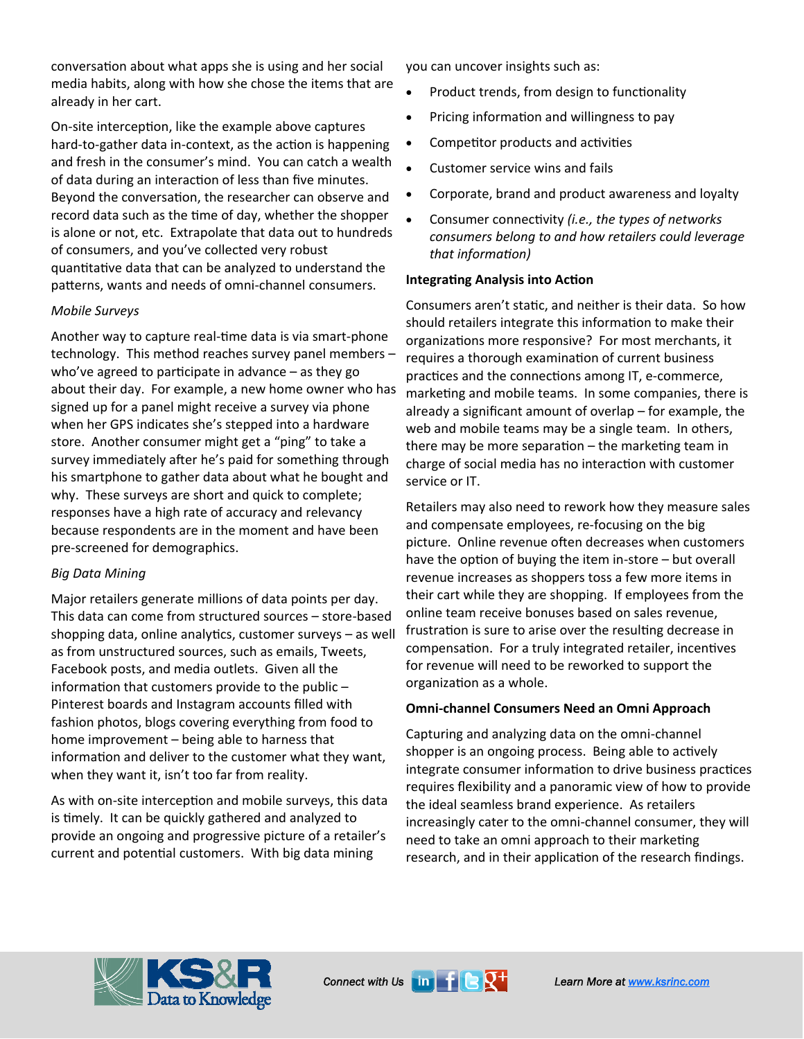conversation about what apps she is using and her social media habits, along with how she chose the items that are already in her cart.

On-site interception, like the example above captures hard-to-gather data in-context, as the action is happening and fresh in the consumer's mind. You can catch a wealth of data during an interaction of less than five minutes. Beyond the conversation, the researcher can observe and record data such as the time of day, whether the shopper is alone or not, etc. Extrapolate that data out to hundreds of consumers, and you've collected very robust quantitative data that can be analyzed to understand the patterns, wants and needs of omni-channel consumers.

*Mobile Surveys*

Another way to capture real-time data is via smart-phone technology. This method reaches survey panel members – who've agreed to participate in advance – as they go about their day. For example, a new home owner who has signed up for a panel might receive a survey via phone when her GPS indicates she's stepped into a hardware store. Another consumer might get a "ping" to take a survey immediately after he's paid for something through his smartphone to gather data about what he bought and why. These surveys are short and quick to complete; responses have a high rate of accuracy and relevancy because respondents are in the moment and have been pre-screened for demographics.

*Big Data Mining*

Major retailers generate millions of data points per day. This data can come from structured sources – store-based shopping data, online analytics, customer surveys – as well as from unstructured sources, such as emails, Tweets, Facebook posts, and media outlets. Given all the information that customers provide to the public – Pinterest boards and Instagram accounts filled with fashion photos, blogs covering everything from food to home improvement – being able to harness that information and deliver to the customer what they want, when they want it, isn't too far from reality.

As with on-site interception and mobile surveys, this data is timely. It can be quickly gathered and analyzed to provide an ongoing and progressive picture of a retailer's current and potential customers. With big data mining you can uncover insights such as:

- Product trends, from design to functionality
- Pricing information and willingness to pay
- Competitor products and activities
- Customer service wins and fails
- Corporate, brand and product awareness and loyalty
- Consumer connectivity *(i.e., the types of networks consumers belong to and how retailers could leverage that information)*

**Integrating Analysis into Action**

Consumers aren't static, and neither is their data. So how should retailers integrate this information to make their organizations more responsive? For most merchants, it requires a thorough examination of current business practices and the connections among IT, e-commerce, marketing and mobile teams. In some companies, there is already a significant amount of overlap – for example, the web and mobile teams may be a single team. In others, there may be more separation – the marketing team in charge of social media has no interaction with customer service or IT.

Retailers may also need to rework how they measure sales and compensate employees, re-focusing on the big picture. Online revenue often decreases when customers have the option of buying the item in-store – but overall revenue increases as shoppers toss a few more items in their cart while they are shopping. If employees from the online team receive bonuses based on sales revenue, frustration is sure to arise over the resulting decrease in compensation. For a truly integrated retailer, incentives for revenue will need to be reworked to support the organization as a whole.

**Omni-channel Consumers Need an Omni Approach**

Capturing and analyzing data on the omni-channel shopper is an ongoing process. Being able to actively integrate consumer information to drive business practices requires flexibility and a panoramic view of how to provide the ideal seamless brand experience. As retailers increasingly cater to the omni-channel consumer, they will need to take an omni approach to their marketing research, and in their application of the research findings.

KS&R Data to Knowledge

*Connect with Us*

*Learn More at www.ksrinc.com*